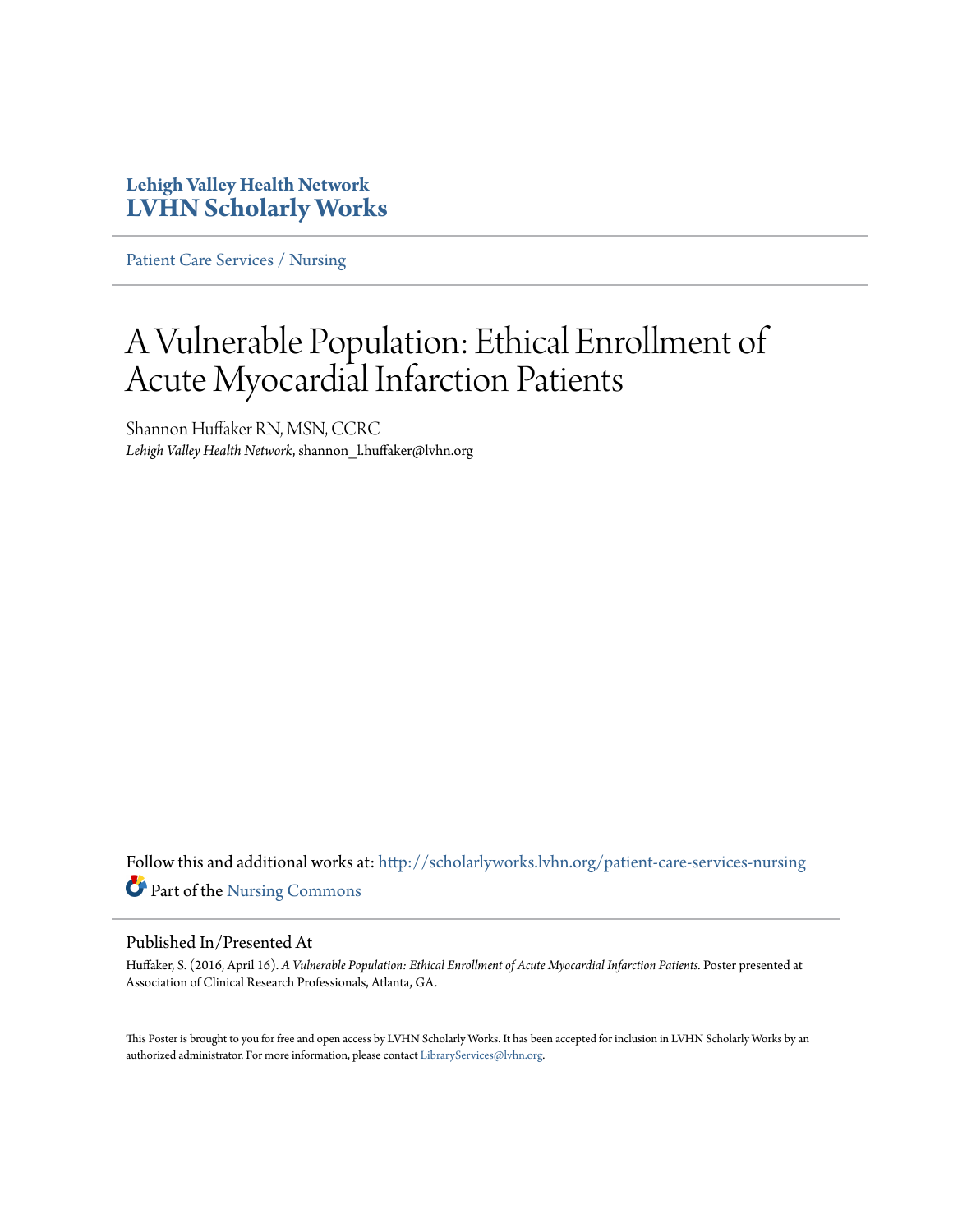**Lehigh Valley Health Network**
**LVHN Scholarly Works**

Patient Care Services / Nursing

# A Vulnerable Population: Ethical Enrollment of Acute Myocardial Infarction Patients

Shannon Huffaker RN, MSN, CCRC
*Lehigh Valley Health Network*, shannon_l.huffaker@lvhn.org

Follow this and additional works at: http://scholarlyworks.lvhn.org/patient-care-services-nursing

Part of the Nursing Commons

## Published In/Presented At

Huffaker, S. (2016, April 16). *A Vulnerable Population: Ethical Enrollment of Acute Myocardial Infarction Patients.* Poster presented at Association of Clinical Research Professionals, Atlanta, GA.

This Poster is brought to you for free and open access by LVHN Scholarly Works. It has been accepted for inclusion in LVHN Scholarly Works by an authorized administrator. For more information, please contact LibraryServices@lvhn.org.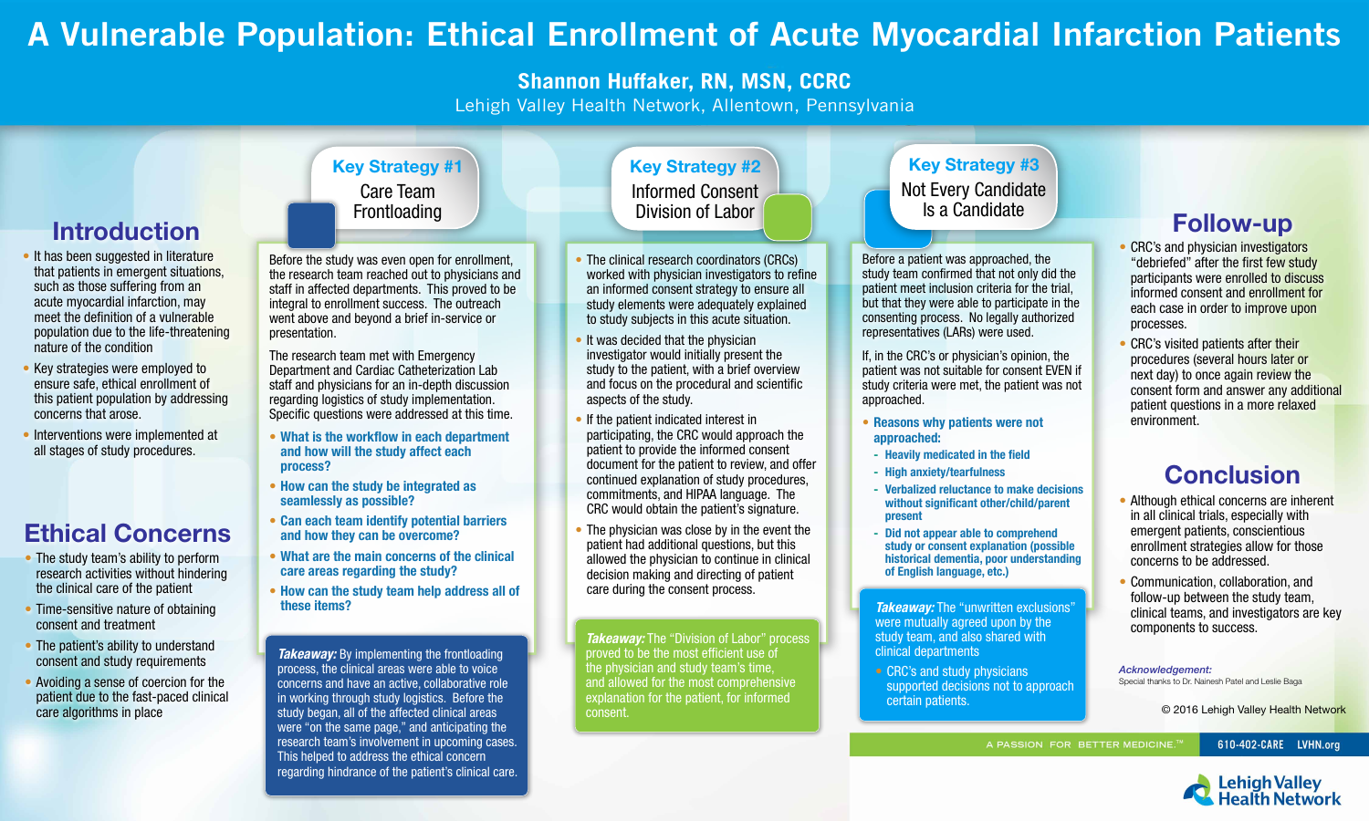# A Vulnerable Population: Ethical Enrollment of Acute Myocardial Infarction Patients

**Shannon Huffaker, RN, MSN, CCRC**

Lehigh Valley Health Network, Allentown, Pennsylvania

## Introduction

- It has been suggested in literature that patients in emergent situations, such as those suffering from an acute myocardial infarction, may meet the definition of a vulnerable population due to the life-threatening nature of the condition
- Key strategies were employed to ensure safe, ethical enrollment of this patient population by addressing concerns that arose.
- Interventions were implemented at all stages of study procedures.

## Ethical Concerns

- The study team's ability to perform research activities without hindering the clinical care of the patient
- Time-sensitive nature of obtaining consent and treatment
- The patient's ability to understand consent and study requirements
- Avoiding a sense of coercion for the patient due to the fast-paced clinical care algorithms in place

## Key Strategy #1

### Care Team Frontloading

Before the study was even open for enrollment, the research team reached out to physicians and staff in affected departments. This proved to be integral to enrollment success. The outreach went above and beyond a brief in-service or presentation.

The research team met with Emergency Department and Cardiac Catheterization Lab staff and physicians for an in-depth discussion regarding logistics of study implementation. Specific questions were addressed at this time.

- **What is the workflow in each department and how will the study affect each process?**
- **How can the study be integrated as seamlessly as possible?**
- **Can each team identify potential barriers and how they can be overcome?**
- **What are the main concerns of the clinical care areas regarding the study?**
- **How can the study team help address all of these items?**

***Takeaway:*** By implementing the frontloading process, the clinical areas were able to voice concerns and have an active, collaborative role in working through study logistics. Before the study began, all of the affected clinical areas were "on the same page," and anticipating the research team's involvement in upcoming cases. This helped to address the ethical concern regarding hindrance of the patient's clinical care.

## Key Strategy #2

### Informed Consent Division of Labor

- The clinical research coordinators (CRCs) worked with physician investigators to refine an informed consent strategy to ensure all study elements were adequately explained to study subjects in this acute situation.
- It was decided that the physician investigator would initially present the study to the patient, with a brief overview and focus on the procedural and scientific aspects of the study.
- If the patient indicated interest in participating, the CRC would approach the patient to provide the informed consent document for the patient to review, and offer continued explanation of study procedures, commitments, and HIPAA language. The CRC would obtain the patient's signature.
- The physician was close by in the event the patient had additional questions, but this allowed the physician to continue in clinical decision making and directing of patient care during the consent process.

***Takeaway:*** The "Division of Labor" process proved to be the most efficient use of the physician and study team's time, and allowed for the most comprehensive explanation for the patient, for informed consent.

## Key Strategy #3

### Not Every Candidate Is a Candidate

Before a patient was approached, the study team confirmed that not only did the patient meet inclusion criteria for the trial, but that they were able to participate in the consenting process. No legally authorized representatives (LARs) were used.

If, in the CRC's or physician's opinion, the patient was not suitable for consent EVEN if study criteria were met, the patient was not approached.

- **Reasons why patients were not approached:**
  - **Heavily medicated in the field**
  - **High anxiety/tearfulness**
  - **Verbalized reluctance to make decisions without significant other/child/parent present**
  - **Did not appear able to comprehend study or consent explanation (possible historical dementia, poor understanding of English language, etc.)**

***Takeaway:*** The "unwritten exclusions" were mutually agreed upon by the study team, and also shared with clinical departments

- CRC's and study physicians supported decisions not to approach certain patients.

## Follow-up

- CRC's and physician investigators "debriefed" after the first few study participants were enrolled to discuss informed consent and enrollment for each case in order to improve upon processes.
- CRC's visited patients after their procedures (several hours later or next day) to once again review the consent form and answer any additional patient questions in a more relaxed environment.

## Conclusion

- Although ethical concerns are inherent in all clinical trials, especially with emergent patients, conscientious enrollment strategies allow for those concerns to be addressed.
- Communication, collaboration, and follow-up between the study team, clinical teams, and investigators are key components to success.

*Acknowledgement:*
Special thanks to Dr. Nainesh Patel and Leslie Baga

© 2016 Lehigh Valley Health Network

A PASSION FOR BETTER MEDICINE.™ 610-402-CARE LVHN.org

Lehigh Valley Health Network